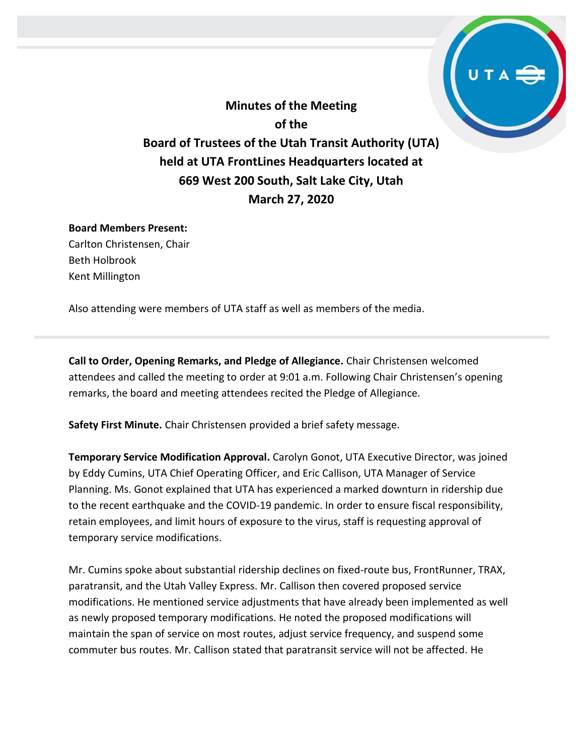# Minutes of the Meeting of the Board of Trustees of the Utah Transit Authority (UTA) held at UTA FrontLines Headquarters located at 669 West 200 South, Salt Lake City, Utah March 27, 2020

**Board Members Present:**
Carlton Christensen, Chair
Beth Holbrook
Kent Millington

Also attending were members of UTA staff as well as members of the media.

---

**Call to Order, Opening Remarks, and Pledge of Allegiance.** Chair Christensen welcomed attendees and called the meeting to order at 9:01 a.m. Following Chair Christensen's opening remarks, the board and meeting attendees recited the Pledge of Allegiance.

**Safety First Minute.** Chair Christensen provided a brief safety message.

**Temporary Service Modification Approval.** Carolyn Gonot, UTA Executive Director, was joined by Eddy Cumins, UTA Chief Operating Officer, and Eric Callison, UTA Manager of Service Planning. Ms. Gonot explained that UTA has experienced a marked downturn in ridership due to the recent earthquake and the COVID-19 pandemic. In order to ensure fiscal responsibility, retain employees, and limit hours of exposure to the virus, staff is requesting approval of temporary service modifications.

Mr. Cumins spoke about substantial ridership declines on fixed-route bus, FrontRunner, TRAX, paratransit, and the Utah Valley Express. Mr. Callison then covered proposed service modifications. He mentioned service adjustments that have already been implemented as well as newly proposed temporary modifications. He noted the proposed modifications will maintain the span of service on most routes, adjust service frequency, and suspend some commuter bus routes. Mr. Callison stated that paratransit service will not be affected. He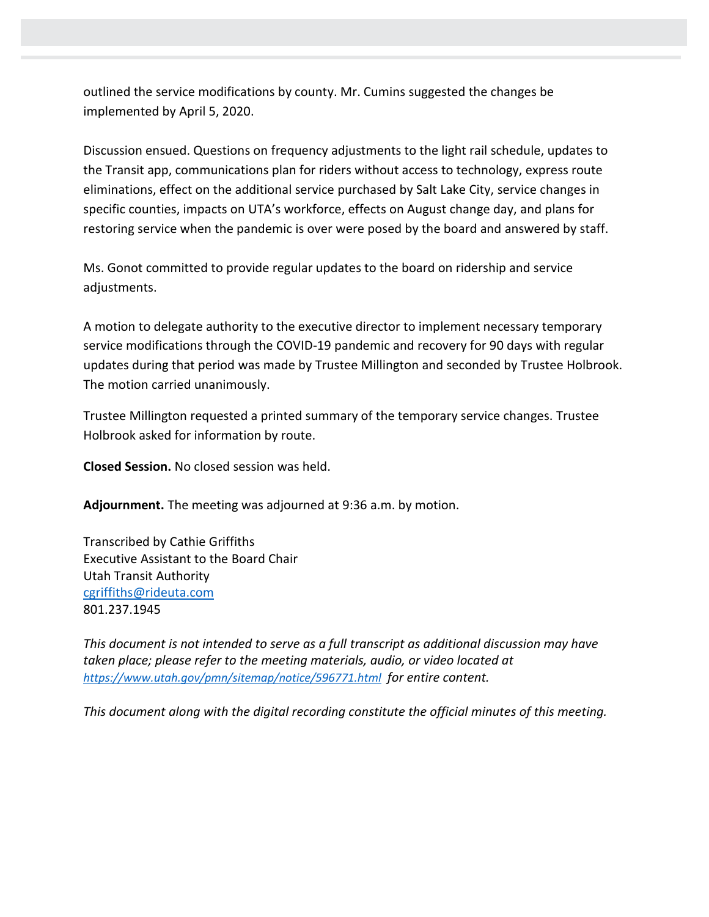outlined the service modifications by county. Mr. Cumins suggested the changes be implemented by April 5, 2020.

Discussion ensued. Questions on frequency adjustments to the light rail schedule, updates to the Transit app, communications plan for riders without access to technology, express route eliminations, effect on the additional service purchased by Salt Lake City, service changes in specific counties, impacts on UTA's workforce, effects on August change day, and plans for restoring service when the pandemic is over were posed by the board and answered by staff.

Ms. Gonot committed to provide regular updates to the board on ridership and service adjustments.

A motion to delegate authority to the executive director to implement necessary temporary service modifications through the COVID-19 pandemic and recovery for 90 days with regular updates during that period was made by Trustee Millington and seconded by Trustee Holbrook. The motion carried unanimously.

Trustee Millington requested a printed summary of the temporary service changes. Trustee Holbrook asked for information by route.

**Closed Session.** No closed session was held.

**Adjournment.** The meeting was adjourned at 9:36 a.m. by motion.

Transcribed by Cathie Griffiths
Executive Assistant to the Board Chair
Utah Transit Authority
cgriffiths@rideuta.com
801.237.1945

*This document is not intended to serve as a full transcript as additional discussion may have taken place; please refer to the meeting materials, audio, or video located at https://www.utah.gov/pmn/sitemap/notice/596771.html for entire content.*

*This document along with the digital recording constitute the official minutes of this meeting.*